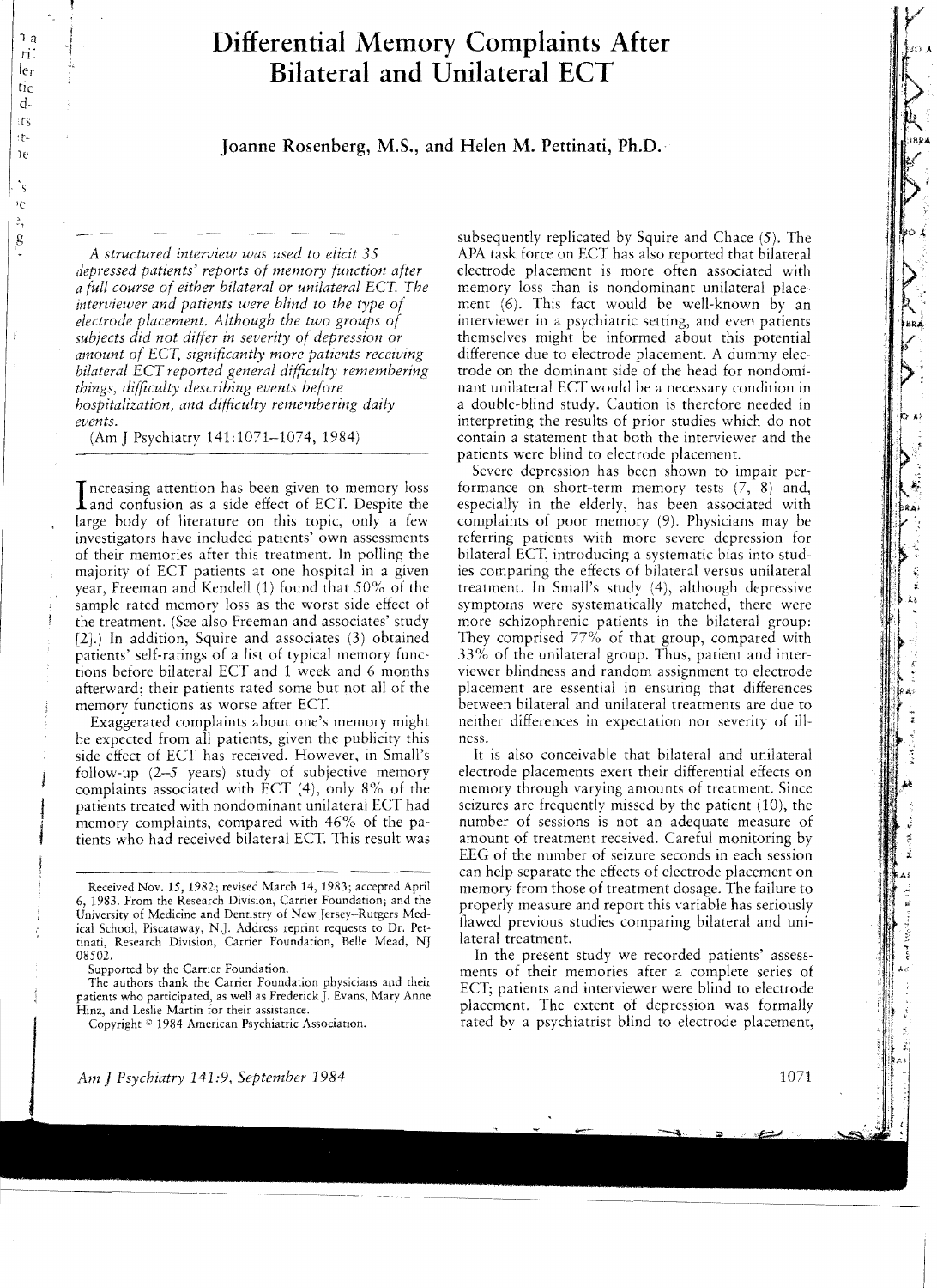# Differential Memory Complaints After Bilateral and Unilateral ECT

**Joanne Rosenberg, M.S., and Helen M. Pettinati, Ph.D.**

*A structured interview was used to elicit 35 depressed patients' reports of memory function after a full course of either bilateral or unilateral ECT. The interviewer and patients were blind to the type of electrode placement. Although the two groups of subjects did not differ in severity of depression or amount of ECT, significantly more patients receiving bilateral ECT reported general difficulty remembering things, difficulty describing events before hospitalization, and difficulty remembering daily events.*

(Am J Psychiatry 141:1071–1074, 1984)

Increasing attention has been given to memory loss and confusion as a side effect of ECT. Despite the large body of literature on this topic, only a few investigators have included patients' own assessments of their memories after this treatment. In polling the majority of ECT patients at one hospital in a given year, Freeman and Kendell (1) found that 50% of the sample rated memory loss as the worst side effect of the treatment. (See also Freeman and associates' study [2].) In addition, Squire and associates (3) obtained patients' self-ratings of a list of typical memory functions before bilateral ECT and 1 week and 6 months afterward; their patients rated some but not all of the memory functions as worse after ECT.

Exaggerated complaints about one's memory might be expected from all patients, given the publicity this side effect of ECT has received. However, in Small's follow-up (2–5 years) study of subjective memory complaints associated with ECT (4), only 8% of the patients treated with nondominant unilateral ECT had memory complaints, compared with 46% of the patients who had received bilateral ECT. This result was subsequently replicated by Squire and Chace (5). The APA task force on ECT has also reported that bilateral electrode placement is more often associated with memory loss than is nondominant unilateral placement (6). This fact would be well-known by an interviewer in a psychiatric setting, and even patients themselves might be informed about this potential difference due to electrode placement. A dummy electrode on the dominant side of the head for nondominant unilateral ECT would be a necessary condition in a double-blind study. Caution is therefore needed in interpreting the results of prior studies which do not contain a statement that both the interviewer and the patients were blind to electrode placement.

Severe depression has been shown to impair performance on short-term memory tests (7, 8) and, especially in the elderly, has been associated with complaints of poor memory (9). Physicians may be referring patients with more severe depression for bilateral ECT, introducing a systematic bias into studies comparing the effects of bilateral versus unilateral treatment. In Small's study (4), although depressive symptoms were systematically matched, there were more schizophrenic patients in the bilateral group: They comprised 77% of that group, compared with 33% of the unilateral group. Thus, patient and interviewer blindness and random assignment to electrode placement are essential in ensuring that differences between bilateral and unilateral treatments are due to neither differences in expectation nor severity of illness.

It is also conceivable that bilateral and unilateral electrode placements exert their differential effects on memory through varying amounts of treatment. Since seizures are frequently missed by the patient (10), the number of sessions is not an adequate measure of amount of treatment received. Careful monitoring by EEG of the number of seizure seconds in each session can help separate the effects of electrode placement on memory from those of treatment dosage. The failure to properly measure and report this variable has seriously flawed previous studies comparing bilateral and unilateral treatment.

In the present study we recorded patients' assessments of their memories after a complete series of ECT; patients and interviewer were blind to electrode placement. The extent of depression was formally rated by a psychiatrist blind to electrode placement,

---

Received Nov. 15, 1982; revised March 14, 1983; accepted April 6, 1983. From the Research Division, Carrier Foundation; and the University of Medicine and Dentistry of New Jersey–Rutgers Medical School, Piscataway, N.J. Address reprint requests to Dr. Pettinati, Research Division, Carrier Foundation, Belle Mead, NJ 08502.

Supported by the Carrier Foundation.

The authors thank the Carrier Foundation physicians and their patients who participated, as well as Frederick J. Evans, Mary Anne Hinz, and Leslie Martin for their assistance.

Copyright © 1984 American Psychiatric Association.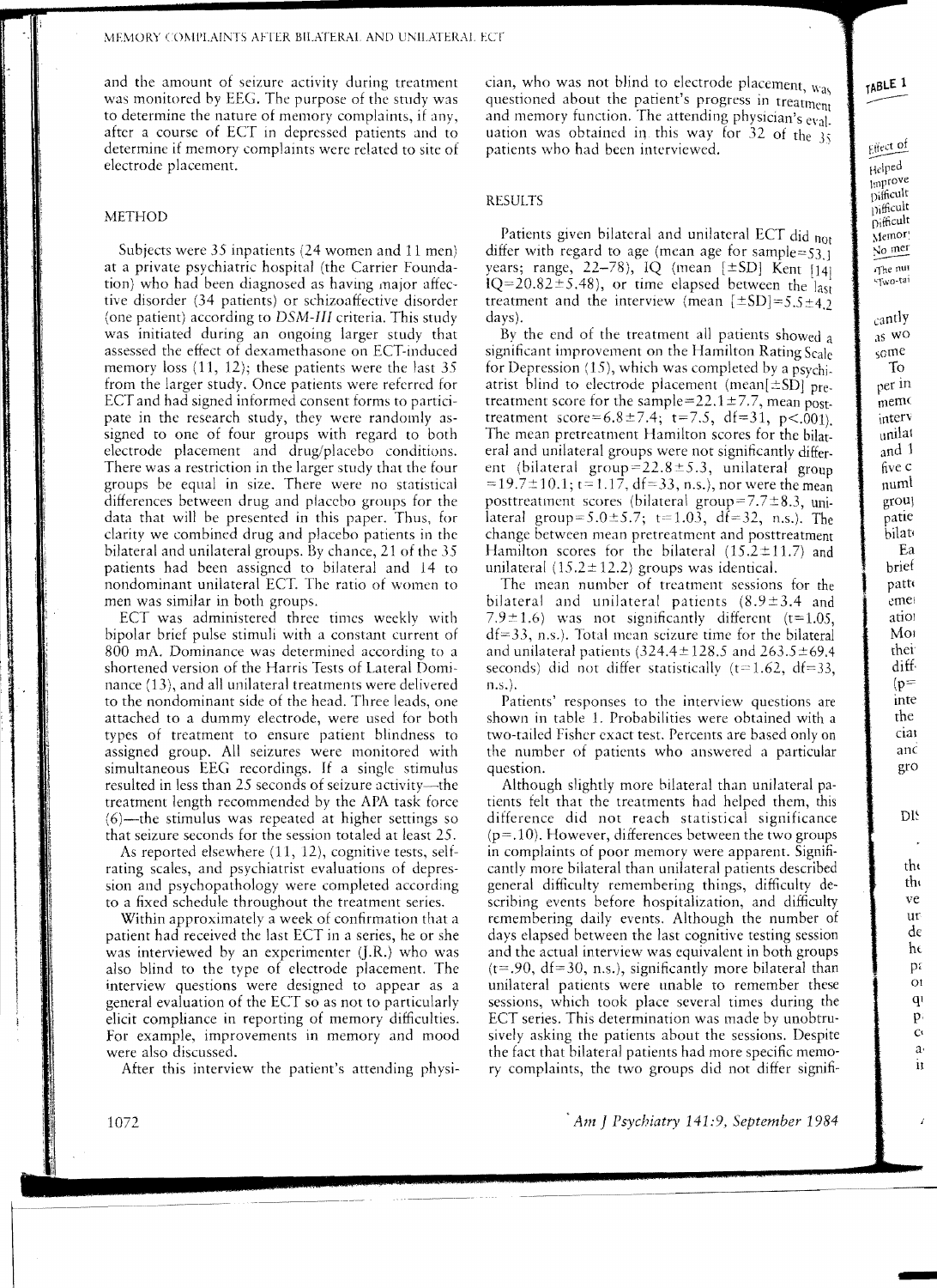and the amount of seizure activity during treatment was monitored by EEG. The purpose of the study was to determine the nature of memory complaints, if any, after a course of ECT in depressed patients and to determine if memory complaints were related to site of electrode placement.

## METHOD

Subjects were 35 inpatients (24 women and 11 men) at a private psychiatric hospital (the Carrier Foundation) who had been diagnosed as having major affective disorder (34 patients) or schizoaffective disorder (one patient) according to *DSM-III* criteria. This study was initiated during an ongoing larger study that assessed the effect of dexamethasone on ECT-induced memory loss (11, 12); these patients were the last 35 from the larger study. Once patients were referred for ECT and had signed informed consent forms to participate in the research study, they were randomly assigned to one of four groups with regard to both electrode placement and drug/placebo conditions. There was a restriction in the larger study that the four groups be equal in size. There were no statistical differences between drug and placebo groups for the data that will be presented in this paper. Thus, for clarity we combined drug and placebo patients in the bilateral and unilateral groups. By chance, 21 of the 35 patients had been assigned to bilateral and 14 to nondominant unilateral ECT. The ratio of women to men was similar in both groups.

ECT was administered three times weekly with bipolar brief pulse stimuli with a constant current of 800 mA. Dominance was determined according to a shortened version of the Harris Tests of Lateral Dominance (13), and all unilateral treatments were delivered to the nondominant side of the head. Three leads, one attached to a dummy electrode, were used for both types of treatment to ensure patient blindness to assigned group. All seizures were monitored with simultaneous EEG recordings. If a single stimulus resulted in less than 25 seconds of seizure activity—the treatment length recommended by the APA task force (6)—the stimulus was repeated at higher settings so that seizure seconds for the session totaled at least 25.

As reported elsewhere (11, 12), cognitive tests, self-rating scales, and psychiatrist evaluations of depression and psychopathology were completed according to a fixed schedule throughout the treatment series.

Within approximately a week of confirmation that a patient had received the last ECT in a series, he or she was interviewed by an experimenter (J.R.) who was also blind to the type of electrode placement. The interview questions were designed to appear as a general evaluation of the ECT so as not to particularly elicit compliance in reporting of memory difficulties. For example, improvements in memory and mood were also discussed.

After this interview the patient's attending physician, who was not blind to electrode placement, was questioned about the patient's progress in treatment and memory function. The attending physician's evaluation was obtained in this way for 32 of the 35 patients who had been interviewed.

## RESULTS

Patients given bilateral and unilateral ECT did not differ with regard to age (mean age for sample=53.1 years; range, 22–78), IQ (mean [±SD] Kent [14] IQ=20.82±5.48), or time elapsed between the last treatment and the interview (mean [±SD]=5.5±4.2 days).

By the end of the treatment all patients showed a significant improvement on the Hamilton Rating Scale for Depression (15), which was completed by a psychiatrist blind to electrode placement (mean[±SD] pretreatment score for the sample=22.1±7.7, mean posttreatment score=6.8±7.4; t=7.5, df=31, p<.001). The mean pretreatment Hamilton scores for the bilateral and unilateral groups were not significantly different (bilateral group=22.8±5.3, unilateral group =19.7±10.1; t=1.17, df=33, n.s.), nor were the mean posttreatment scores (bilateral group=7.7±8.3, unilateral group=5.0±5.7; t=1.03, df=32, n.s.). The change between mean pretreatment and posttreatment Hamilton scores for the bilateral (15.2±11.7) and unilateral (15.2±12.2) groups was identical.

The mean number of treatment sessions for the bilateral and unilateral patients (8.9±3.4 and 7.9±1.6) was not significantly different (t=1.05, df=33, n.s.). Total mean seizure time for the bilateral and unilateral patients (324.4±128.5 and 263.5±69.4 seconds) did not differ statistically (t=1.62, df=33, n.s.).

Patients' responses to the interview questions are shown in table 1. Probabilities were obtained with a two-tailed Fisher exact test. Percents are based only on the number of patients who answered a particular question.

Although slightly more bilateral than unilateral patients felt that the treatments had helped them, this difference did not reach statistical significance (p=.10). However, differences between the two groups in complaints of poor memory were apparent. Significantly more bilateral than unilateral patients described general difficulty remembering things, difficulty describing events before hospitalization, and difficulty remembering daily events. Although the number of days elapsed between the last cognitive testing session and the actual interview was equivalent in both groups (t=.90, df=30, n.s.), significantly more bilateral than unilateral patients were unable to remember these sessions, which took place several times during the ECT series. This determination was made by unobtrusively asking the patients about the sessions. Despite the fact that bilateral patients had more specific memory complaints, the two groups did not differ signifi-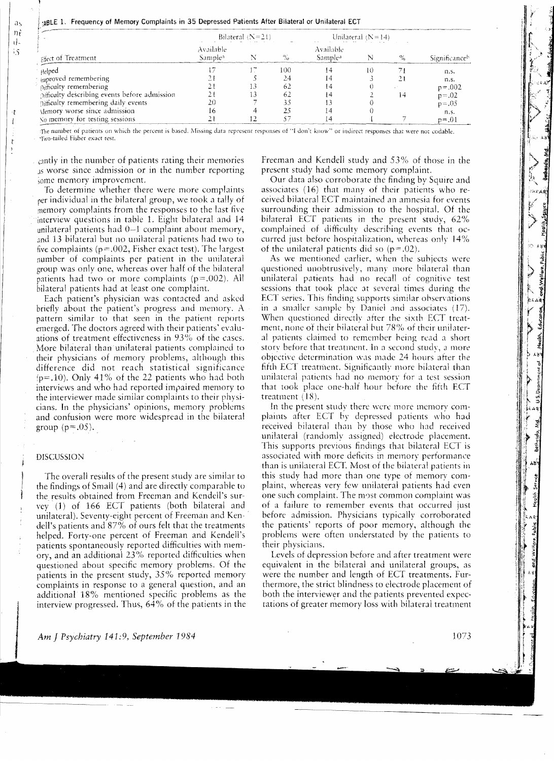TABLE 1. Frequency of Memory Complaints in 35 Depressed Patients After Bilateral or Unilateral ECT

| Effect of Treatment | Bilateral (N=21) | | | Unilateral (N=14) | | | Significance[b] |
|---|---|---|---|---|---|---|---|
| | Available Sample[a] | N | % | Available Sample[a] | N | % | |
| Helped | 17 | 17 | 100 | 14 | 10 | 71 | n.s. |
| Improved remembering | 21 | 5 | 24 | 14 | 3 | 21 | n.s. |
| Difficulty remembering | 21 | 13 | 62 | 14 | 0 | | p=.002 |
| Difficulty describing events before admission | 21 | 13 | 62 | 14 | 2 | 14 | p=.02 |
| Difficulty remembering daily events | 20 | 7 | 35 | 13 | 0 | | p=.05 |
| Memory worse since admission | 16 | 4 | 25 | 14 | 0 | | n.s. |
| No memory for testing sessions | 21 | 12 | 57 | 14 | 1 | 7 | p=.01 |

[a]The number of patients on which the percent is based. Missing data represent responses of "I don't know" or indirect responses that were not codable.
[b]Two-tailed Fisher exact test.

cantly in the number of patients rating their memories as worse since admission or in the number reporting some memory improvement.

To determine whether there were more complaints per individual in the bilateral group, we took a tally of memory complaints from the responses to the last five interview questions in table 1. Eight bilateral and 14 unilateral patients had 0–1 complaint about memory, and 13 bilateral but no unilateral patients had two to five complaints (p=.002, Fisher exact test). The largest number of complaints per patient in the unilateral group was only one, whereas over half of the bilateral patients had two or more complaints (p=.002). All bilateral patients had at least one complaint.

Each patient's physician was contacted and asked briefly about the patient's progress and memory. A pattern similar to that seen in the patient reports emerged. The doctors agreed with their patients' evaluations of treatment effectiveness in 93% of the cases. More bilateral than unilateral patients complained to their physicians of memory problems, although this difference did not reach statistical significance (p=.10). Only 41% of the 22 patients who had both interviews and who had reported impaired memory to the interviewer made similar complaints to their physicians. In the physicians' opinions, memory problems and confusion were more widespread in the bilateral group (p=.05).

## DISCUSSION

The overall results of the present study are similar to the findings of Small (4) and are directly comparable to the results obtained from Freeman and Kendell's survey (1) of 166 ECT patients (both bilateral and unilateral). Seventy-eight percent of Freeman and Kendell's patients and 87% of ours felt that the treatments helped. Forty-one percent of Freeman and Kendell's patients spontaneously reported difficulties with memory, and an additional 23% reported difficulties when questioned about specific memory problems. Of the patients in the present study, 35% reported memory complaints in response to a general question, and an additional 18% mentioned specific problems as the interview progressed. Thus, 64% of the patients in the Freeman and Kendell study and 53% of those in the present study had some memory complaint.

Our data also corroborate the finding by Squire and associates (16) that many of their patients who received bilateral ECT maintained an amnesia for events surrounding their admission to the hospital. Of the bilateral ECT patients in the present study, 62% complained of difficulty describing events that occurred just before hospitalization, whereas only 14% of the unilateral patients did so (p=.02).

As we mentioned earlier, when the subjects were questioned unobtrusively, many more bilateral than unilateral patients had no recall of cognitive test sessions that took place at several times during the ECT series. This finding supports similar observations in a smaller sample by Daniel and associates (17). When questioned directly after the sixth ECT treatment, none of their bilateral but 78% of their unilateral patients claimed to remember being read a short story before that treatment. In a second study, a more objective determination was made 24 hours after the fifth ECT treatment. Significantly more bilateral than unilateral patients had no memory for a test session that took place one-half hour before the fifth ECT treatment (18).

In the present study there were more memory complaints after ECT by depressed patients who had received bilateral than by those who had received unilateral (randomly assigned) electrode placement. This supports previous findings that bilateral ECT is associated with more deficits in memory performance than is unilateral ECT. Most of the bilateral patients in this study had more than one type of memory complaint, whereas very few unilateral patients had even one such complaint. The most common complaint was of a failure to remember events that occurred just before admission. Physicians typically corroborated the patients' reports of poor memory, although the problems were often understated by the patients to their physicians.

Levels of depression before and after treatment were equivalent in the bilateral and unilateral groups, as were the number and length of ECT treatments. Furthermore, the strict blindness to electrode placement of both the interviewer and the patients prevented expectations of greater memory loss with bilateral treatment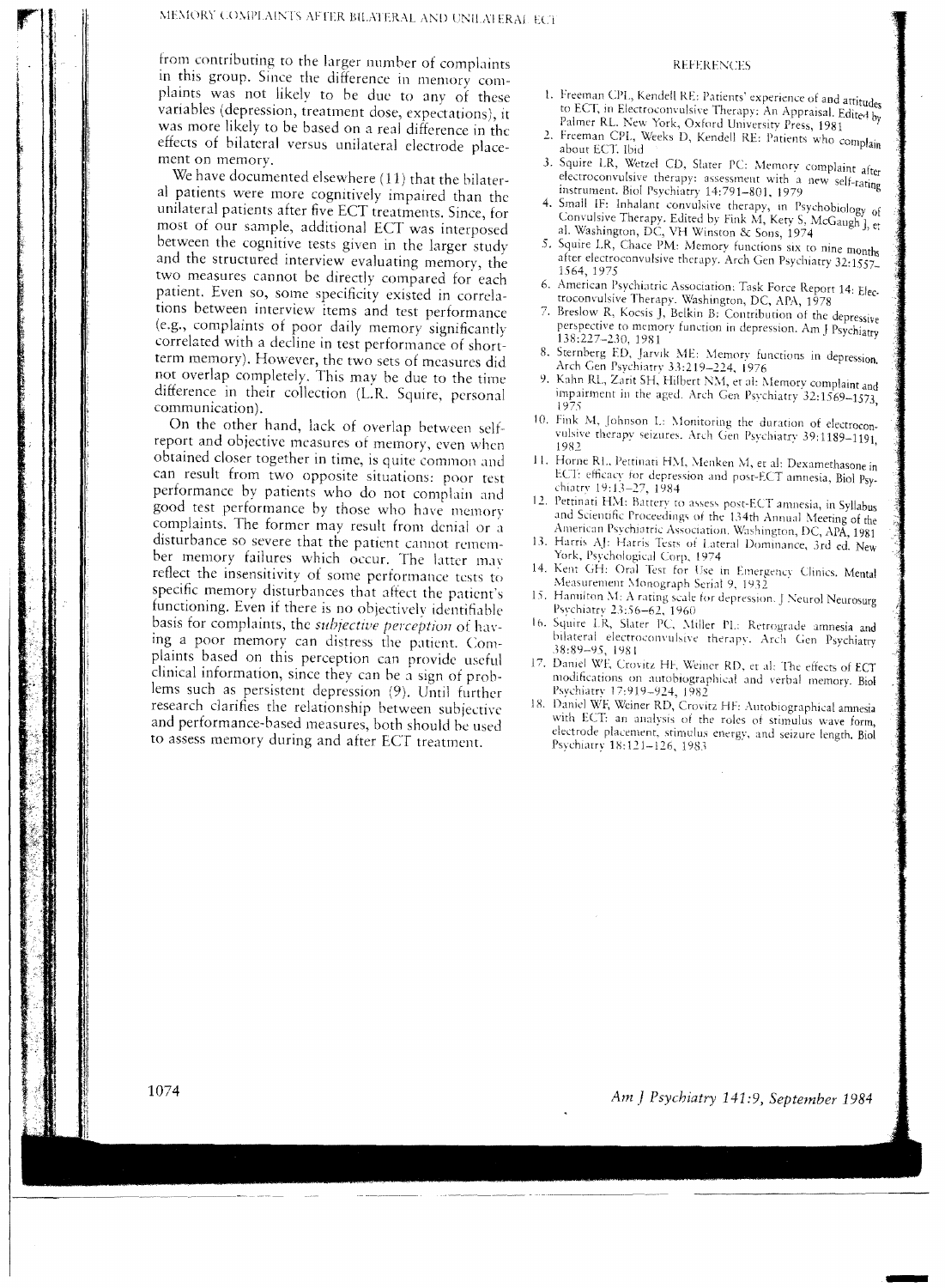from contributing to the larger number of complaints in this group. Since the difference in memory complaints was not likely to be due to any of these variables (depression, treatment dose, expectations), it was more likely to be based on a real difference in the effects of bilateral versus unilateral electrode placement on memory.

We have documented elsewhere (11) that the bilateral patients were more cognitively impaired than the unilateral patients after five ECT treatments. Since, for most of our sample, additional ECT was interposed between the cognitive tests given in the larger study and the structured interview evaluating memory, the two measures cannot be directly compared for each patient. Even so, some specificity existed in correlations between interview items and test performance (e.g., complaints of poor daily memory significantly correlated with a decline in test performance of short-term memory). However, the two sets of measures did not overlap completely. This may be due to the time difference in their collection (L.R. Squire, personal communication).

On the other hand, lack of overlap between self-report and objective measures of memory, even when obtained closer together in time, is quite common and can result from two opposite situations: poor test performance by patients who do not complain and good test performance by those who have memory complaints. The former may result from denial or a disturbance so severe that the patient cannot remember memory failures which occur. The latter may reflect the insensitivity of some performance tests to specific memory disturbances that affect the patient's functioning. Even if there is no objectively identifiable basis for complaints, the *subjective perception* of having a poor memory can distress the patient. Complaints based on this perception can provide useful clinical information, since they can be a sign of problems such as persistent depression (9). Until further research clarifies the relationship between subjective and performance-based measures, both should be used to assess memory during and after ECT treatment.

## REFERENCES

1. Freeman CPL, Kendell RE: Patients' experience of and attitudes to ECT, in Electroconvulsive Therapy: An Appraisal. Edited by Palmer RL. New York, Oxford University Press, 1981
2. Freeman CPL, Weeks D, Kendell RE: Patients who complain about ECT. Ibid
3. Squire LR, Wetzel CD, Slater PC: Memory complaint after electroconvulsive therapy: assessment with a new self-rating instrument. Biol Psychiatry 14:791–801, 1979
4. Small IF: Inhalant convulsive therapy, in Psychobiology of Convulsive Therapy. Edited by Fink M, Kety S, McGaugh J, et al. Washington, DC, VH Winston & Sons, 1974
5. Squire LR, Chace PM: Memory functions six to nine months after electroconvulsive therapy. Arch Gen Psychiatry 32:1557–1564, 1975
6. American Psychiatric Association: Task Force Report 14: Electroconvulsive Therapy. Washington, DC, APA, 1978
7. Breslow R, Kocsis J, Belkin B: Contribution of the depressive perspective to memory function in depression. Am J Psychiatry 138:227–230, 1981
8. Sternberg ED, Jarvik ME: Memory functions in depression. Arch Gen Psychiatry 33:219–224, 1976
9. Kahn RL, Zarit SH, Hilbert NM, et al: Memory complaint and impairment in the aged. Arch Gen Psychiatry 32:1569–1573, 1975
10. Fink M, Johnson L: Monitoring the duration of electroconvulsive therapy seizures. Arch Gen Psychiatry 39:1189–1191, 1982
11. Horne RL, Pettinati HM, Menken M, et al: Dexamethasone in ECT: efficacy for depression and post-ECT amnesia. Biol Psychiatry 19:13–27, 1984
12. Pettinati HM: Battery to assess post-ECT amnesia, in Syllabus and Scientific Proceedings of the 134th Annual Meeting of the American Psychiatric Association. Washington, DC, APA, 1981
13. Harris AJ: Harris Tests of Lateral Dominance, 3rd ed. New York, Psychological Corp, 1974
14. Kent GH: Oral Test for Use in Emergency Clinics. Mental Measurement Monograph Serial 9, 1932
15. Hamilton M: A rating scale for depression. J Neurol Neurosurg Psychiatry 23:56–62, 1960
16. Squire LR, Slater PC, Miller PL: Retrograde amnesia and bilateral electroconvulsive therapy. Arch Gen Psychiatry 38:89–95, 1981
17. Daniel WF, Crovitz HF, Weiner RD, et al: The effects of ECT modifications on autobiographical and verbal memory. Biol Psychiatry 17:919–924, 1982
18. Daniel WF, Weiner RD, Crovitz HF: Autobiographical amnesia with ECT: an analysis of the roles of stimulus wave form, electrode placement, stimulus energy, and seizure length. Biol Psychiatry 18:121–126, 1983